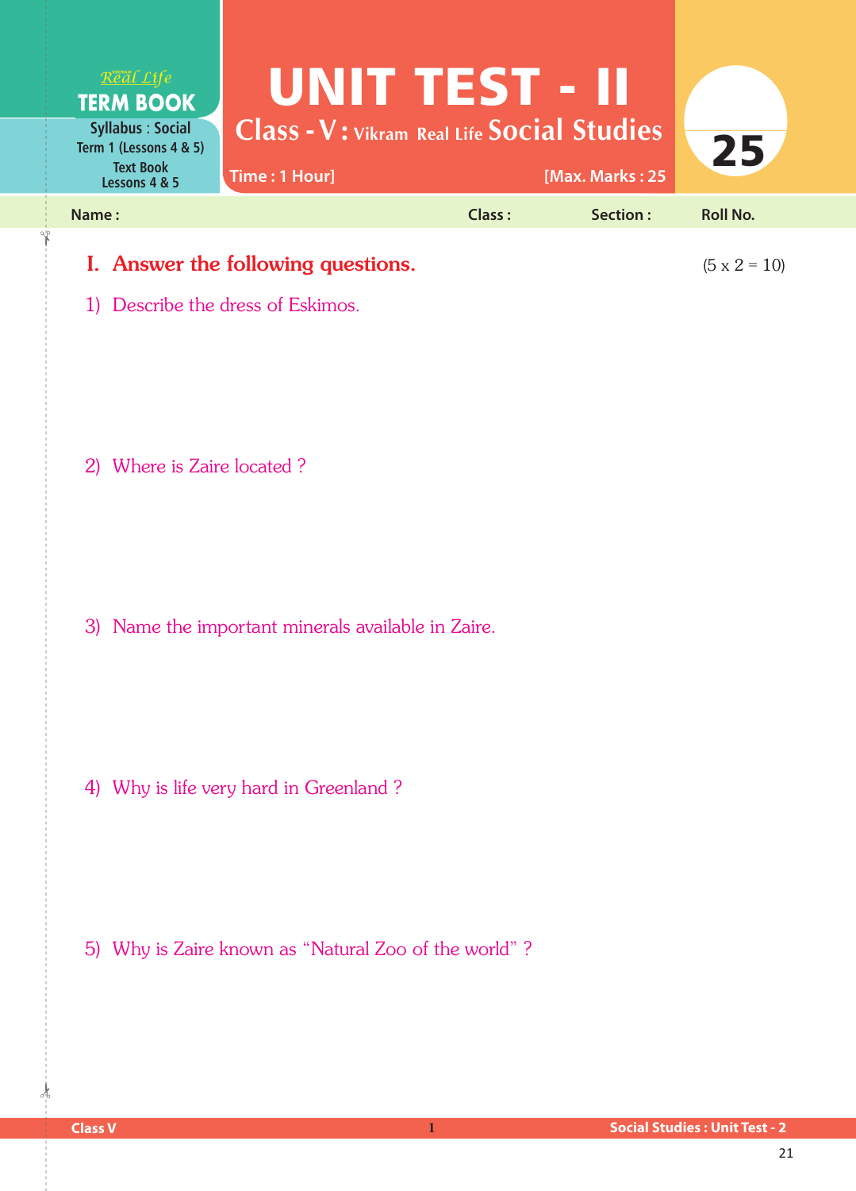Real Life
**TERM BOOK**

Syllabus : Social
Term 1 (Lessons 4 & 5)
Text Book
Lessons 4 & 5

# UNIT TEST - II

## Class - V : Vikram Real Life Social Studies

Time : 1 Hour] [Max. Marks : 25

**25**

Name : Class : Section : Roll No.

## I. Answer the following questions. (5 x 2 = 10)

1) Describe the dress of Eskimos.

2) Where is Zaire located ?

3) Name the important minerals available in Zaire.

4) Why is life very hard in Greenland ?

5) Why is Zaire known as "Natural Zoo of the world" ?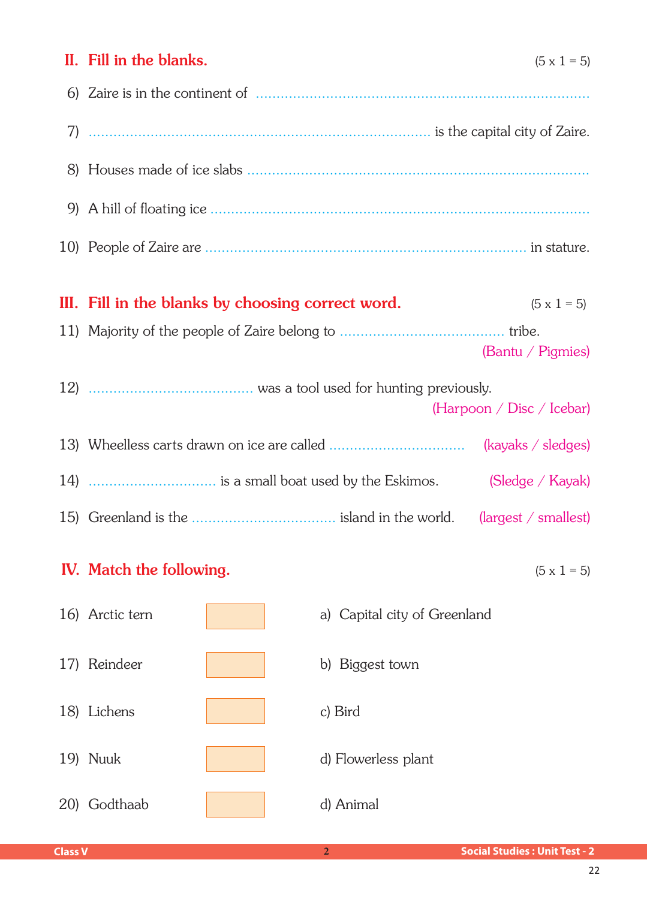## II. Fill in the blanks. (5 x 1 = 5)

6) Zaire is in the continent of ..........................................................................................

7) .......................................................................................... is the capital city of Zaire.

8) Houses made of ice slabs ..........................................................................................

9) A hill of floating ice ..........................................................................................

10) People of Zaire are .......................................................................... in stature.

## III. Fill in the blanks by choosing correct word. (5 x 1 = 5)

11) Majority of the people of Zaire belong to ....................................... tribe.
(Bantu / Pigmies)

12) ....................................... was a tool used for hunting previously.
(Harpoon / Disc / Icebar)

13) Wheelless carts drawn on ice are called ................................ (kayaks / sledges)

14) ............................... is a small boat used by the Eskimos. (Sledge / Kayak)

15) Greenland is the ................................... island in the world. (largest / smallest)

## IV. Match the following. (5 x 1 = 5)

| | | |
|---|---|---|
| 16) Arctic tern | | a) Capital city of Greenland |
| 17) Reindeer | | b) Biggest town |
| 18) Lichens | | c) Bird |
| 19) Nuuk | | d) Flowerless plant |
| 20) Godthaab | | d) Animal |